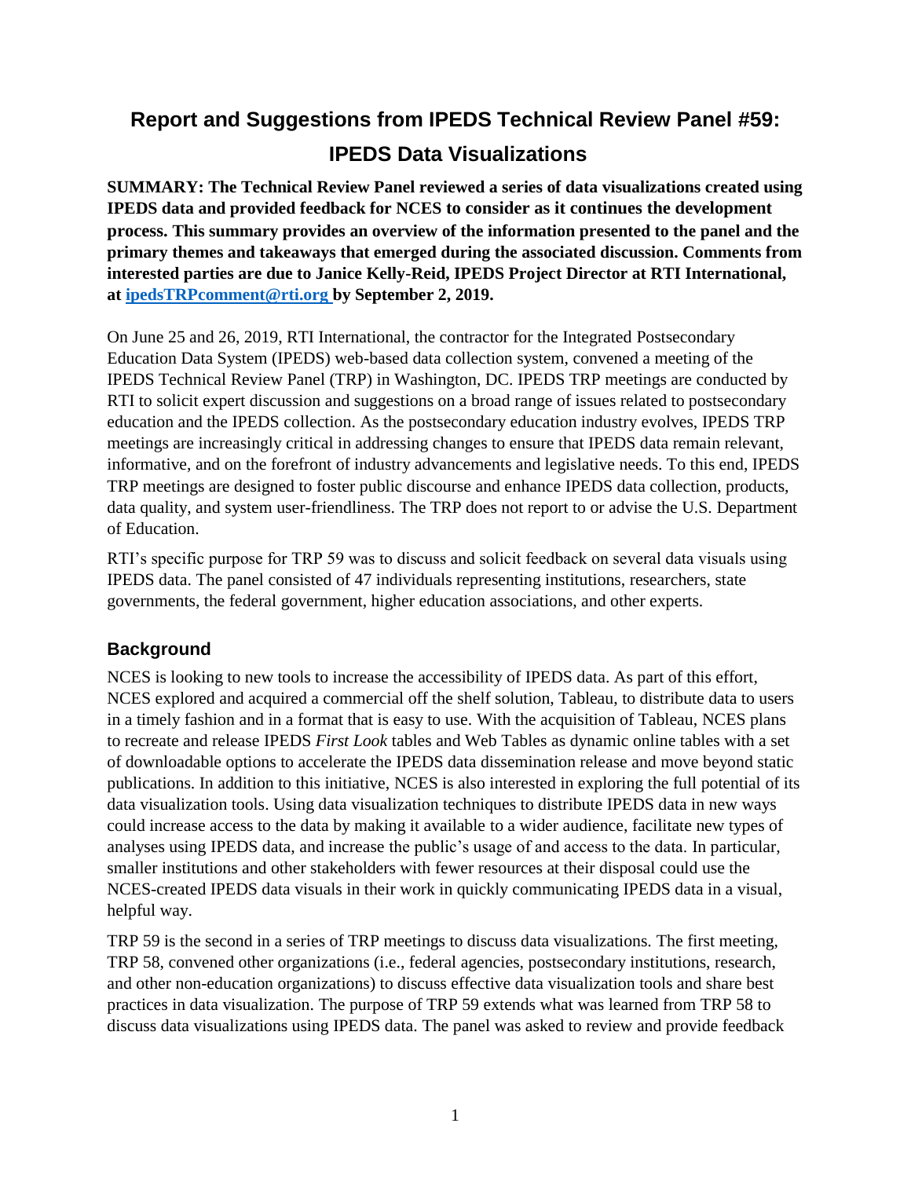# Report and Suggestions from IPEDS Technical Review Panel #59: IPEDS Data Visualizations

**SUMMARY: The Technical Review Panel reviewed a series of data visualizations created using IPEDS data and provided feedback for NCES to consider as it continues the development process. This summary provides an overview of the information presented to the panel and the primary themes and takeaways that emerged during the associated discussion. Comments from interested parties are due to Janice Kelly-Reid, IPEDS Project Director at RTI International, at ipedsTRPcomment@rti.org by September 2, 2019.**

On June 25 and 26, 2019, RTI International, the contractor for the Integrated Postsecondary Education Data System (IPEDS) web-based data collection system, convened a meeting of the IPEDS Technical Review Panel (TRP) in Washington, DC. IPEDS TRP meetings are conducted by RTI to solicit expert discussion and suggestions on a broad range of issues related to postsecondary education and the IPEDS collection. As the postsecondary education industry evolves, IPEDS TRP meetings are increasingly critical in addressing changes to ensure that IPEDS data remain relevant, informative, and on the forefront of industry advancements and legislative needs. To this end, IPEDS TRP meetings are designed to foster public discourse and enhance IPEDS data collection, products, data quality, and system user-friendliness. The TRP does not report to or advise the U.S. Department of Education.

RTI's specific purpose for TRP 59 was to discuss and solicit feedback on several data visuals using IPEDS data. The panel consisted of 47 individuals representing institutions, researchers, state governments, the federal government, higher education associations, and other experts.

## Background

NCES is looking to new tools to increase the accessibility of IPEDS data. As part of this effort, NCES explored and acquired a commercial off the shelf solution, Tableau, to distribute data to users in a timely fashion and in a format that is easy to use. With the acquisition of Tableau, NCES plans to recreate and release IPEDS *First Look* tables and Web Tables as dynamic online tables with a set of downloadable options to accelerate the IPEDS data dissemination release and move beyond static publications. In addition to this initiative, NCES is also interested in exploring the full potential of its data visualization tools. Using data visualization techniques to distribute IPEDS data in new ways could increase access to the data by making it available to a wider audience, facilitate new types of analyses using IPEDS data, and increase the public's usage of and access to the data. In particular, smaller institutions and other stakeholders with fewer resources at their disposal could use the NCES-created IPEDS data visuals in their work in quickly communicating IPEDS data in a visual, helpful way.

TRP 59 is the second in a series of TRP meetings to discuss data visualizations. The first meeting, TRP 58, convened other organizations (i.e., federal agencies, postsecondary institutions, research, and other non-education organizations) to discuss effective data visualization tools and share best practices in data visualization. The purpose of TRP 59 extends what was learned from TRP 58 to discuss data visualizations using IPEDS data. The panel was asked to review and provide feedback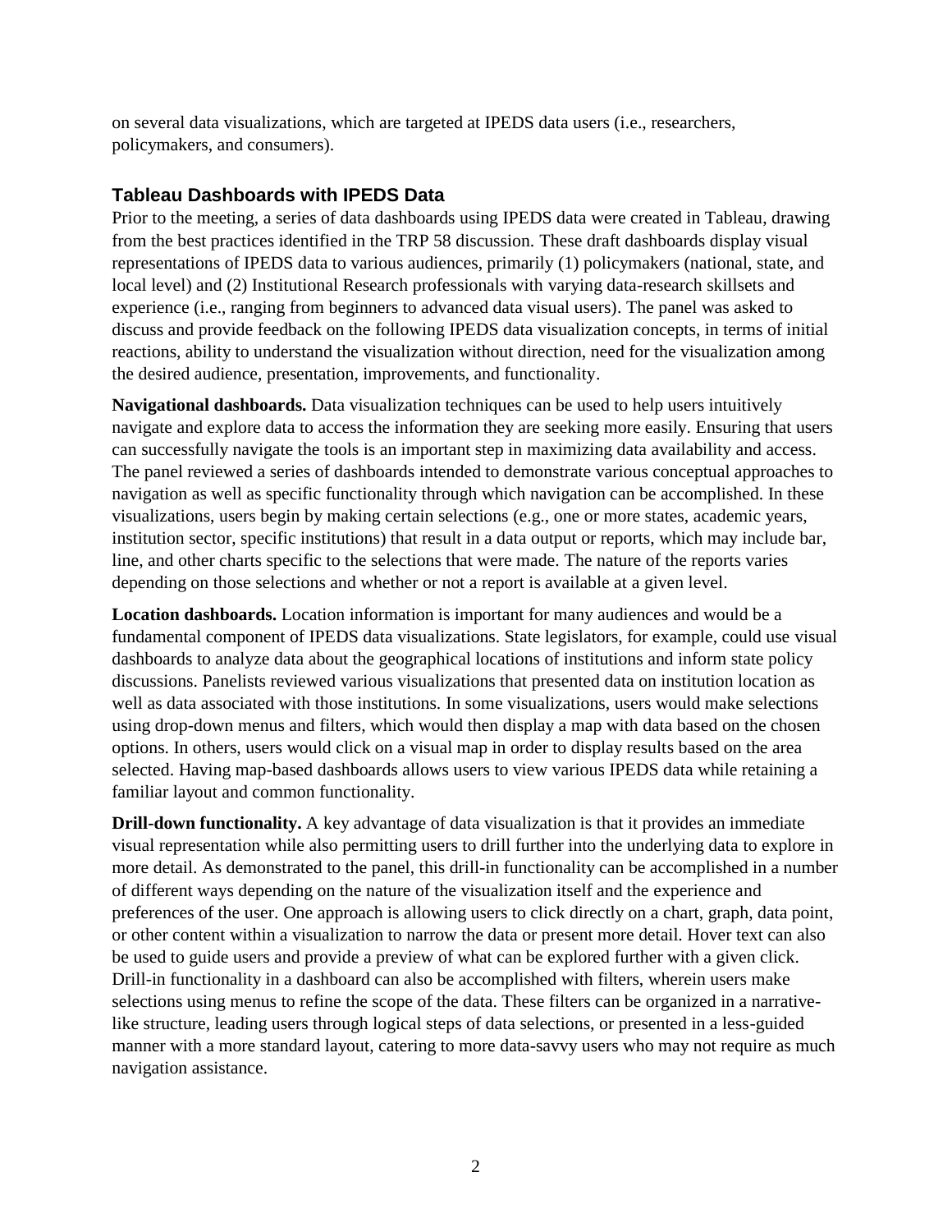on several data visualizations, which are targeted at IPEDS data users (i.e., researchers, policymakers, and consumers).

## Tableau Dashboards with IPEDS Data

Prior to the meeting, a series of data dashboards using IPEDS data were created in Tableau, drawing from the best practices identified in the TRP 58 discussion. These draft dashboards display visual representations of IPEDS data to various audiences, primarily (1) policymakers (national, state, and local level) and (2) Institutional Research professionals with varying data-research skillsets and experience (i.e., ranging from beginners to advanced data visual users). The panel was asked to discuss and provide feedback on the following IPEDS data visualization concepts, in terms of initial reactions, ability to understand the visualization without direction, need for the visualization among the desired audience, presentation, improvements, and functionality.

**Navigational dashboards.** Data visualization techniques can be used to help users intuitively navigate and explore data to access the information they are seeking more easily. Ensuring that users can successfully navigate the tools is an important step in maximizing data availability and access. The panel reviewed a series of dashboards intended to demonstrate various conceptual approaches to navigation as well as specific functionality through which navigation can be accomplished. In these visualizations, users begin by making certain selections (e.g., one or more states, academic years, institution sector, specific institutions) that result in a data output or reports, which may include bar, line, and other charts specific to the selections that were made. The nature of the reports varies depending on those selections and whether or not a report is available at a given level.

**Location dashboards.** Location information is important for many audiences and would be a fundamental component of IPEDS data visualizations. State legislators, for example, could use visual dashboards to analyze data about the geographical locations of institutions and inform state policy discussions. Panelists reviewed various visualizations that presented data on institution location as well as data associated with those institutions. In some visualizations, users would make selections using drop-down menus and filters, which would then display a map with data based on the chosen options. In others, users would click on a visual map in order to display results based on the area selected. Having map-based dashboards allows users to view various IPEDS data while retaining a familiar layout and common functionality.

**Drill-down functionality.** A key advantage of data visualization is that it provides an immediate visual representation while also permitting users to drill further into the underlying data to explore in more detail. As demonstrated to the panel, this drill-in functionality can be accomplished in a number of different ways depending on the nature of the visualization itself and the experience and preferences of the user. One approach is allowing users to click directly on a chart, graph, data point, or other content within a visualization to narrow the data or present more detail. Hover text can also be used to guide users and provide a preview of what can be explored further with a given click. Drill-in functionality in a dashboard can also be accomplished with filters, wherein users make selections using menus to refine the scope of the data. These filters can be organized in a narrative-like structure, leading users through logical steps of data selections, or presented in a less-guided manner with a more standard layout, catering to more data-savvy users who may not require as much navigation assistance.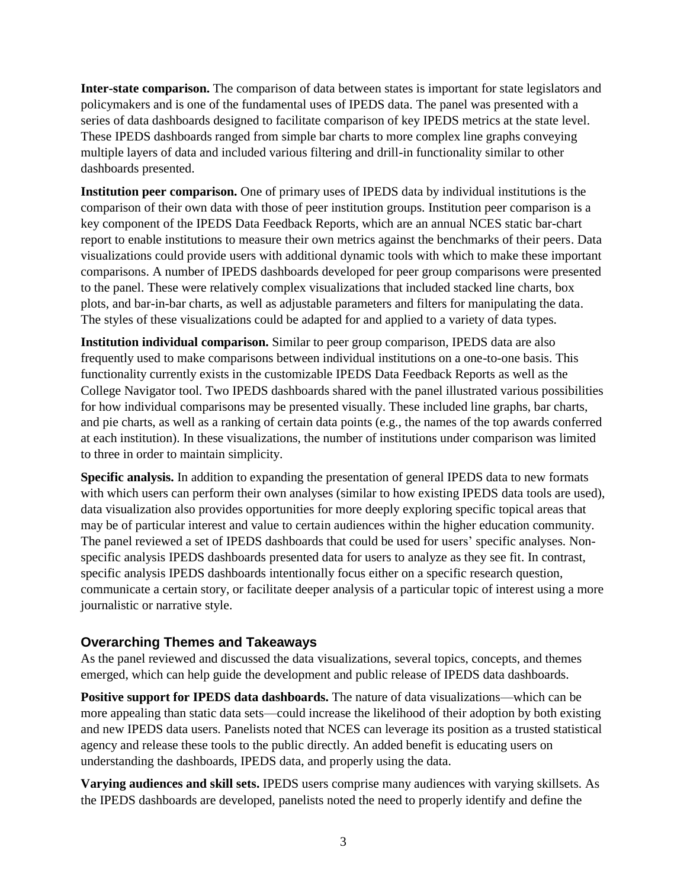**Inter-state comparison.** The comparison of data between states is important for state legislators and policymakers and is one of the fundamental uses of IPEDS data. The panel was presented with a series of data dashboards designed to facilitate comparison of key IPEDS metrics at the state level. These IPEDS dashboards ranged from simple bar charts to more complex line graphs conveying multiple layers of data and included various filtering and drill-in functionality similar to other dashboards presented.

**Institution peer comparison.** One of primary uses of IPEDS data by individual institutions is the comparison of their own data with those of peer institution groups. Institution peer comparison is a key component of the IPEDS Data Feedback Reports, which are an annual NCES static bar-chart report to enable institutions to measure their own metrics against the benchmarks of their peers. Data visualizations could provide users with additional dynamic tools with which to make these important comparisons. A number of IPEDS dashboards developed for peer group comparisons were presented to the panel. These were relatively complex visualizations that included stacked line charts, box plots, and bar-in-bar charts, as well as adjustable parameters and filters for manipulating the data. The styles of these visualizations could be adapted for and applied to a variety of data types.

**Institution individual comparison.** Similar to peer group comparison, IPEDS data are also frequently used to make comparisons between individual institutions on a one-to-one basis. This functionality currently exists in the customizable IPEDS Data Feedback Reports as well as the College Navigator tool. Two IPEDS dashboards shared with the panel illustrated various possibilities for how individual comparisons may be presented visually. These included line graphs, bar charts, and pie charts, as well as a ranking of certain data points (e.g., the names of the top awards conferred at each institution). In these visualizations, the number of institutions under comparison was limited to three in order to maintain simplicity.

**Specific analysis.** In addition to expanding the presentation of general IPEDS data to new formats with which users can perform their own analyses (similar to how existing IPEDS data tools are used), data visualization also provides opportunities for more deeply exploring specific topical areas that may be of particular interest and value to certain audiences within the higher education community. The panel reviewed a set of IPEDS dashboards that could be used for users' specific analyses. Non-specific analysis IPEDS dashboards presented data for users to analyze as they see fit. In contrast, specific analysis IPEDS dashboards intentionally focus either on a specific research question, communicate a certain story, or facilitate deeper analysis of a particular topic of interest using a more journalistic or narrative style.

## Overarching Themes and Takeaways

As the panel reviewed and discussed the data visualizations, several topics, concepts, and themes emerged, which can help guide the development and public release of IPEDS data dashboards.

**Positive support for IPEDS data dashboards.** The nature of data visualizations—which can be more appealing than static data sets—could increase the likelihood of their adoption by both existing and new IPEDS data users. Panelists noted that NCES can leverage its position as a trusted statistical agency and release these tools to the public directly. An added benefit is educating users on understanding the dashboards, IPEDS data, and properly using the data.

**Varying audiences and skill sets.** IPEDS users comprise many audiences with varying skillsets. As the IPEDS dashboards are developed, panelists noted the need to properly identify and define the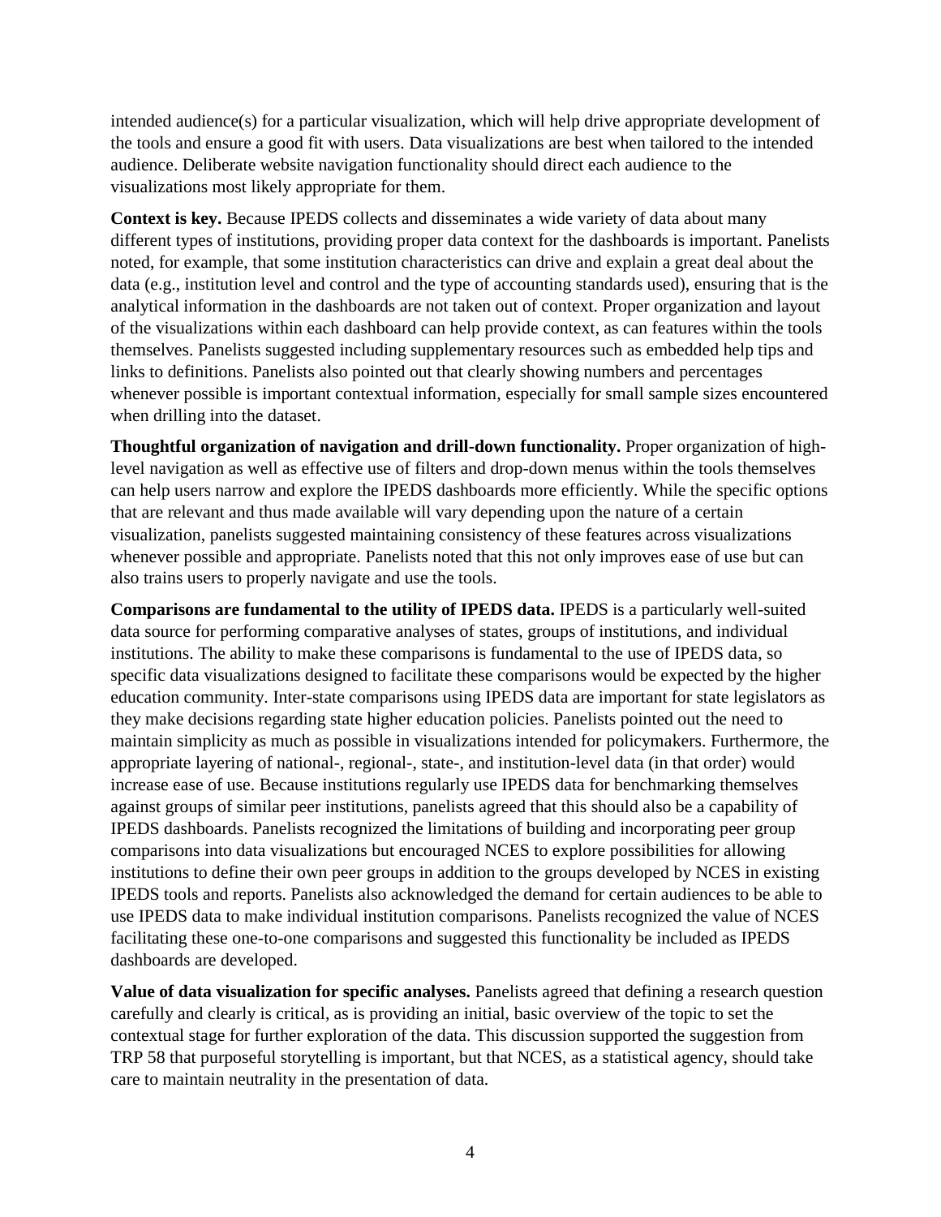intended audience(s) for a particular visualization, which will help drive appropriate development of the tools and ensure a good fit with users. Data visualizations are best when tailored to the intended audience. Deliberate website navigation functionality should direct each audience to the visualizations most likely appropriate for them.

**Context is key.** Because IPEDS collects and disseminates a wide variety of data about many different types of institutions, providing proper data context for the dashboards is important. Panelists noted, for example, that some institution characteristics can drive and explain a great deal about the data (e.g., institution level and control and the type of accounting standards used), ensuring that is the analytical information in the dashboards are not taken out of context. Proper organization and layout of the visualizations within each dashboard can help provide context, as can features within the tools themselves. Panelists suggested including supplementary resources such as embedded help tips and links to definitions. Panelists also pointed out that clearly showing numbers and percentages whenever possible is important contextual information, especially for small sample sizes encountered when drilling into the dataset.

**Thoughtful organization of navigation and drill-down functionality.** Proper organization of high-level navigation as well as effective use of filters and drop-down menus within the tools themselves can help users narrow and explore the IPEDS dashboards more efficiently. While the specific options that are relevant and thus made available will vary depending upon the nature of a certain visualization, panelists suggested maintaining consistency of these features across visualizations whenever possible and appropriate. Panelists noted that this not only improves ease of use but can also trains users to properly navigate and use the tools.

**Comparisons are fundamental to the utility of IPEDS data.** IPEDS is a particularly well-suited data source for performing comparative analyses of states, groups of institutions, and individual institutions. The ability to make these comparisons is fundamental to the use of IPEDS data, so specific data visualizations designed to facilitate these comparisons would be expected by the higher education community. Inter-state comparisons using IPEDS data are important for state legislators as they make decisions regarding state higher education policies. Panelists pointed out the need to maintain simplicity as much as possible in visualizations intended for policymakers. Furthermore, the appropriate layering of national-, regional-, state-, and institution-level data (in that order) would increase ease of use. Because institutions regularly use IPEDS data for benchmarking themselves against groups of similar peer institutions, panelists agreed that this should also be a capability of IPEDS dashboards. Panelists recognized the limitations of building and incorporating peer group comparisons into data visualizations but encouraged NCES to explore possibilities for allowing institutions to define their own peer groups in addition to the groups developed by NCES in existing IPEDS tools and reports. Panelists also acknowledged the demand for certain audiences to be able to use IPEDS data to make individual institution comparisons. Panelists recognized the value of NCES facilitating these one-to-one comparisons and suggested this functionality be included as IPEDS dashboards are developed.

**Value of data visualization for specific analyses.** Panelists agreed that defining a research question carefully and clearly is critical, as is providing an initial, basic overview of the topic to set the contextual stage for further exploration of the data. This discussion supported the suggestion from TRP 58 that purposeful storytelling is important, but that NCES, as a statistical agency, should take care to maintain neutrality in the presentation of data.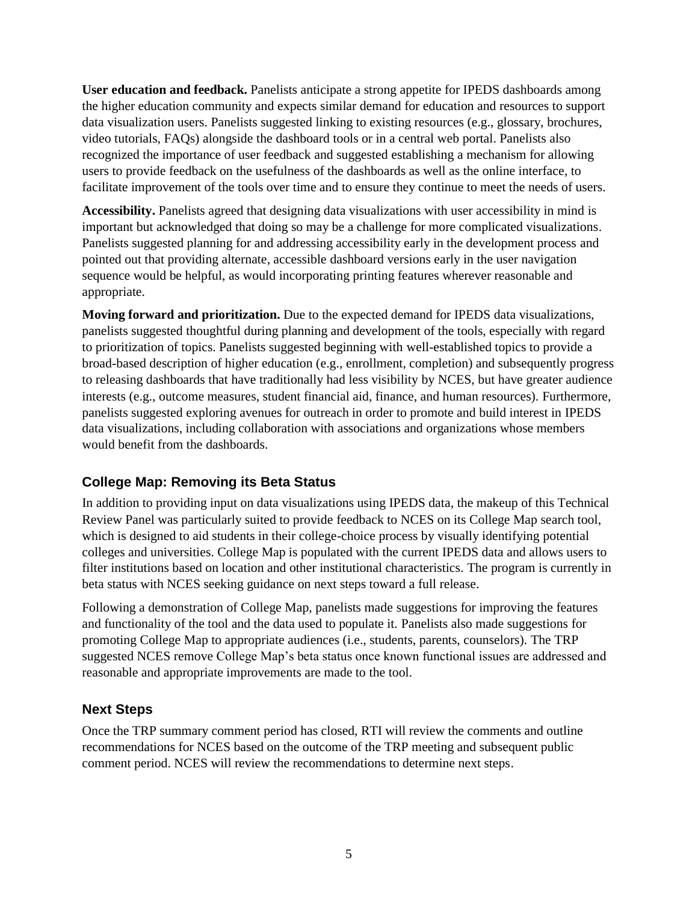**User education and feedback.** Panelists anticipate a strong appetite for IPEDS dashboards among the higher education community and expects similar demand for education and resources to support data visualization users. Panelists suggested linking to existing resources (e.g., glossary, brochures, video tutorials, FAQs) alongside the dashboard tools or in a central web portal. Panelists also recognized the importance of user feedback and suggested establishing a mechanism for allowing users to provide feedback on the usefulness of the dashboards as well as the online interface, to facilitate improvement of the tools over time and to ensure they continue to meet the needs of users.

**Accessibility.** Panelists agreed that designing data visualizations with user accessibility in mind is important but acknowledged that doing so may be a challenge for more complicated visualizations. Panelists suggested planning for and addressing accessibility early in the development process and pointed out that providing alternate, accessible dashboard versions early in the user navigation sequence would be helpful, as would incorporating printing features wherever reasonable and appropriate.

**Moving forward and prioritization.** Due to the expected demand for IPEDS data visualizations, panelists suggested thoughtful during planning and development of the tools, especially with regard to prioritization of topics. Panelists suggested beginning with well-established topics to provide a broad-based description of higher education (e.g., enrollment, completion) and subsequently progress to releasing dashboards that have traditionally had less visibility by NCES, but have greater audience interests (e.g., outcome measures, student financial aid, finance, and human resources). Furthermore, panelists suggested exploring avenues for outreach in order to promote and build interest in IPEDS data visualizations, including collaboration with associations and organizations whose members would benefit from the dashboards.

## College Map: Removing its Beta Status

In addition to providing input on data visualizations using IPEDS data, the makeup of this Technical Review Panel was particularly suited to provide feedback to NCES on its College Map search tool, which is designed to aid students in their college-choice process by visually identifying potential colleges and universities. College Map is populated with the current IPEDS data and allows users to filter institutions based on location and other institutional characteristics. The program is currently in beta status with NCES seeking guidance on next steps toward a full release.

Following a demonstration of College Map, panelists made suggestions for improving the features and functionality of the tool and the data used to populate it. Panelists also made suggestions for promoting College Map to appropriate audiences (i.e., students, parents, counselors). The TRP suggested NCES remove College Map's beta status once known functional issues are addressed and reasonable and appropriate improvements are made to the tool.

## Next Steps

Once the TRP summary comment period has closed, RTI will review the comments and outline recommendations for NCES based on the outcome of the TRP meeting and subsequent public comment period. NCES will review the recommendations to determine next steps.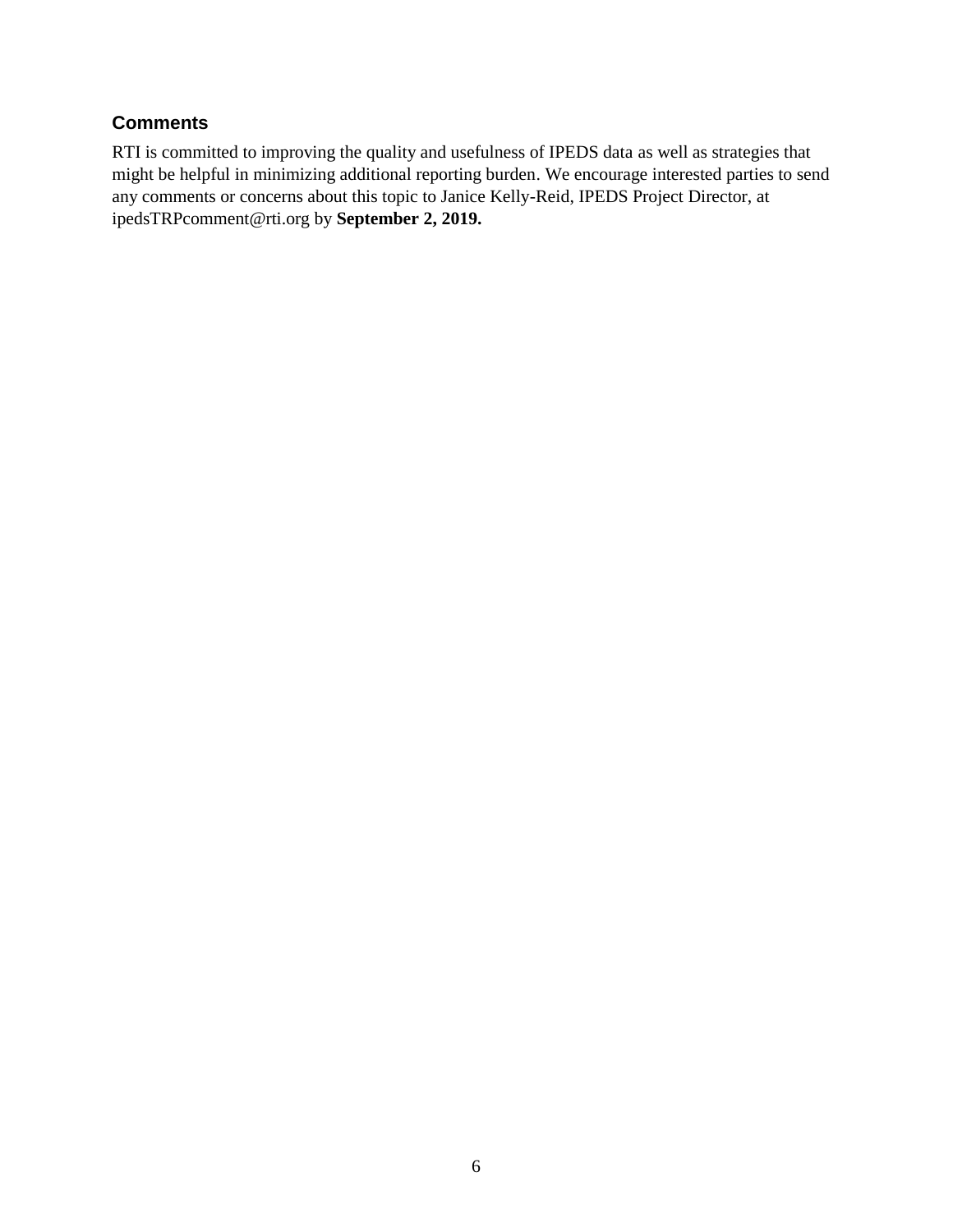## Comments

RTI is committed to improving the quality and usefulness of IPEDS data as well as strategies that might be helpful in minimizing additional reporting burden. We encourage interested parties to send any comments or concerns about this topic to Janice Kelly-Reid, IPEDS Project Director, at ipedsTRPcomment@rti.org by **September 2, 2019.**